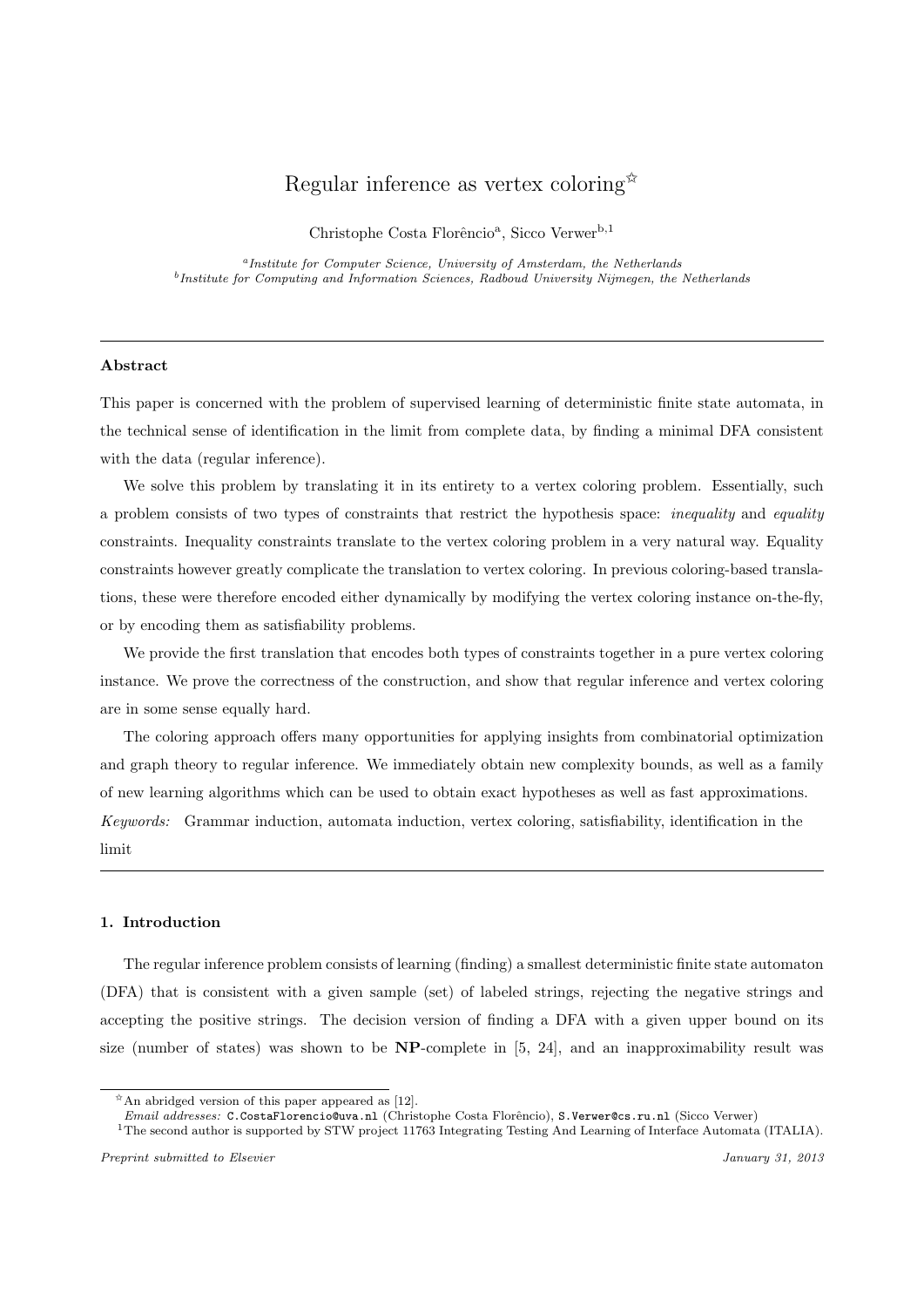# Regular inference as vertex coloring[☆]

Christophe Costa Florêncio[a], Sicco Verwer[b,1]

[a] *Institute for Computer Science, University of Amsterdam, the Netherlands*
[b] *Institute for Computing and Information Sciences, Radboud University Nijmegen, the Netherlands*

---

**Abstract**

This paper is concerned with the problem of supervised learning of deterministic finite state automata, in the technical sense of identification in the limit from complete data, by finding a minimal DFA consistent with the data (regular inference).

We solve this problem by translating it in its entirety to a vertex coloring problem. Essentially, such a problem consists of two types of constraints that restrict the hypothesis space: *inequality* and *equality* constraints. Inequality constraints translate to the vertex coloring problem in a very natural way. Equality constraints however greatly complicate the translation to vertex coloring. In previous coloring-based translations, these were therefore encoded either dynamically by modifying the vertex coloring instance on-the-fly, or by encoding them as satisfiability problems.

We provide the first translation that encodes both types of constraints together in a pure vertex coloring instance. We prove the correctness of the construction, and show that regular inference and vertex coloring are in some sense equally hard.

The coloring approach offers many opportunities for applying insights from combinatorial optimization and graph theory to regular inference. We immediately obtain new complexity bounds, as well as a family of new learning algorithms which can be used to obtain exact hypotheses as well as fast approximations.

*Keywords:* Grammar induction, automata induction, vertex coloring, satisfiability, identification in the limit

---

## 1. Introduction

The regular inference problem consists of learning (finding) a smallest deterministic finite state automaton (DFA) that is consistent with a given sample (set) of labeled strings, rejecting the negative strings and accepting the positive strings. The decision version of finding a DFA with a given upper bound on its size (number of states) was shown to be **NP**-complete in [5, 24], and an inapproximability result was

---

[☆] An abridged version of this paper appeared as [12].

*Email addresses:* C.CostaFlorencio@uva.nl (Christophe Costa Florêncio), S.Verwer@cs.ru.nl (Sicco Verwer)

[1] The second author is supported by STW project 11763 Integrating Testing And Learning of Interface Automata (ITALIA).

*Preprint submitted to Elsevier* *January 31, 2013*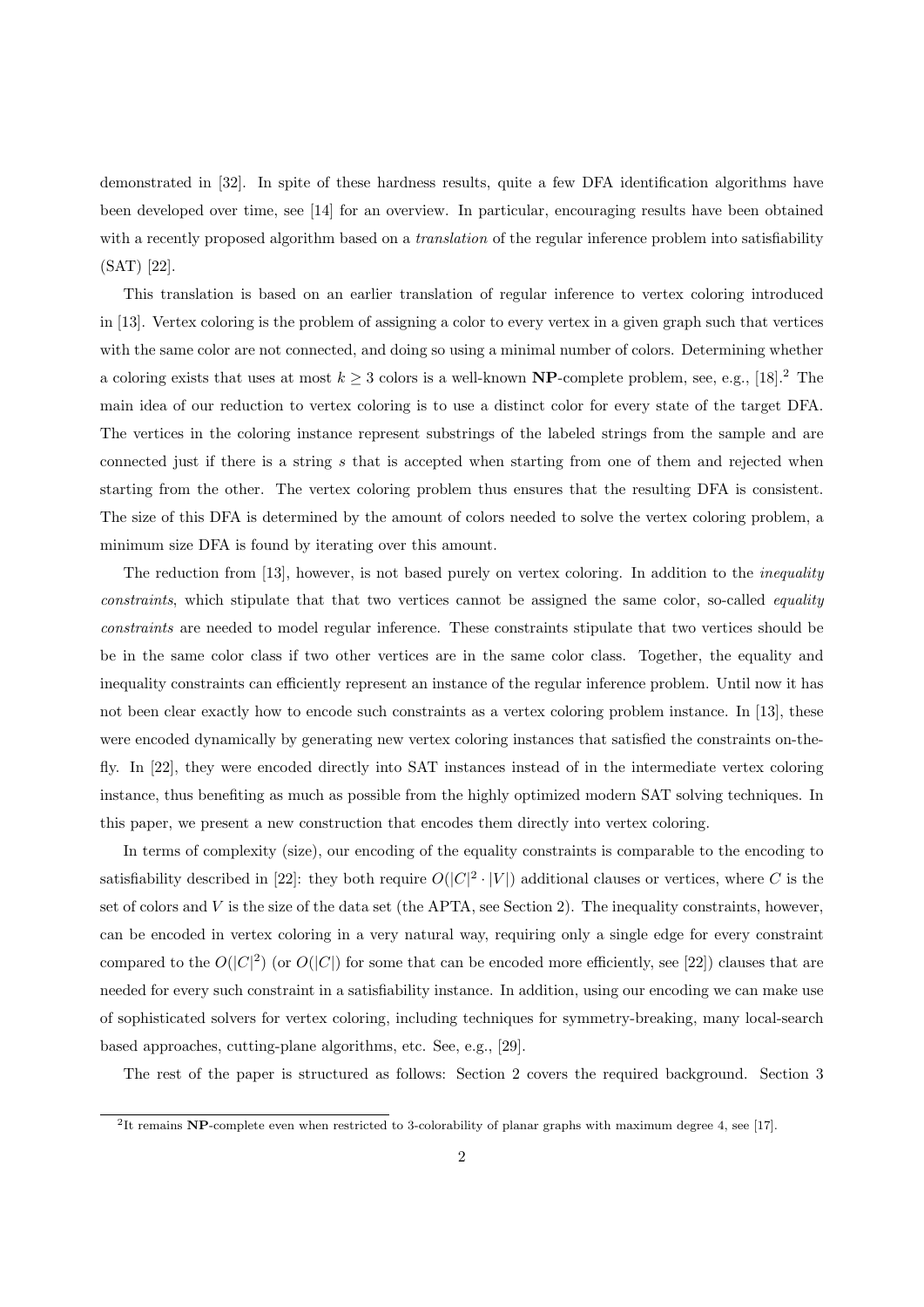demonstrated in [32]. In spite of these hardness results, quite a few DFA identification algorithms have been developed over time, see [14] for an overview. In particular, encouraging results have been obtained with a recently proposed algorithm based on a *translation* of the regular inference problem into satisfiability (SAT) [22].

This translation is based on an earlier translation of regular inference to vertex coloring introduced in [13]. Vertex coloring is the problem of assigning a color to every vertex in a given graph such that vertices with the same color are not connected, and doing so using a minimal number of colors. Determining whether a coloring exists that uses at most $k \geq 3$ colors is a well-known **NP**-complete problem, see, e.g., [18].[2] The main idea of our reduction to vertex coloring is to use a distinct color for every state of the target DFA. The vertices in the coloring instance represent substrings of the labeled strings from the sample and are connected just if there is a string $s$ that is accepted when starting from one of them and rejected when starting from the other. The vertex coloring problem thus ensures that the resulting DFA is consistent. The size of this DFA is determined by the amount of colors needed to solve the vertex coloring problem, a minimum size DFA is found by iterating over this amount.

The reduction from [13], however, is not based purely on vertex coloring. In addition to the *inequality constraints*, which stipulate that that two vertices cannot be assigned the same color, so-called *equality constraints* are needed to model regular inference. These constraints stipulate that two vertices should be be in the same color class if two other vertices are in the same color class. Together, the equality and inequality constraints can efficiently represent an instance of the regular inference problem. Until now it has not been clear exactly how to encode such constraints as a vertex coloring problem instance. In [13], these were encoded dynamically by generating new vertex coloring instances that satisfied the constraints on-the-fly. In [22], they were encoded directly into SAT instances instead of in the intermediate vertex coloring instance, thus benefiting as much as possible from the highly optimized modern SAT solving techniques. In this paper, we present a new construction that encodes them directly into vertex coloring.

In terms of complexity (size), our encoding of the equality constraints is comparable to the encoding to satisfiability described in [22]: they both require $O(|C|^2 \cdot |V|)$ additional clauses or vertices, where $C$ is the set of colors and $V$ is the size of the data set (the APTA, see Section 2). The inequality constraints, however, can be encoded in vertex coloring in a very natural way, requiring only a single edge for every constraint compared to the $O(|C|^2)$ (or $O(|C|)$ for some that can be encoded more efficiently, see [22]) clauses that are needed for every such constraint in a satisfiability instance. In addition, using our encoding we can make use of sophisticated solvers for vertex coloring, including techniques for symmetry-breaking, many local-search based approaches, cutting-plane algorithms, etc. See, e.g., [29].

The rest of the paper is structured as follows: Section 2 covers the required background. Section 3

[2] It remains **NP**-complete even when restricted to 3-colorability of planar graphs with maximum degree 4, see [17].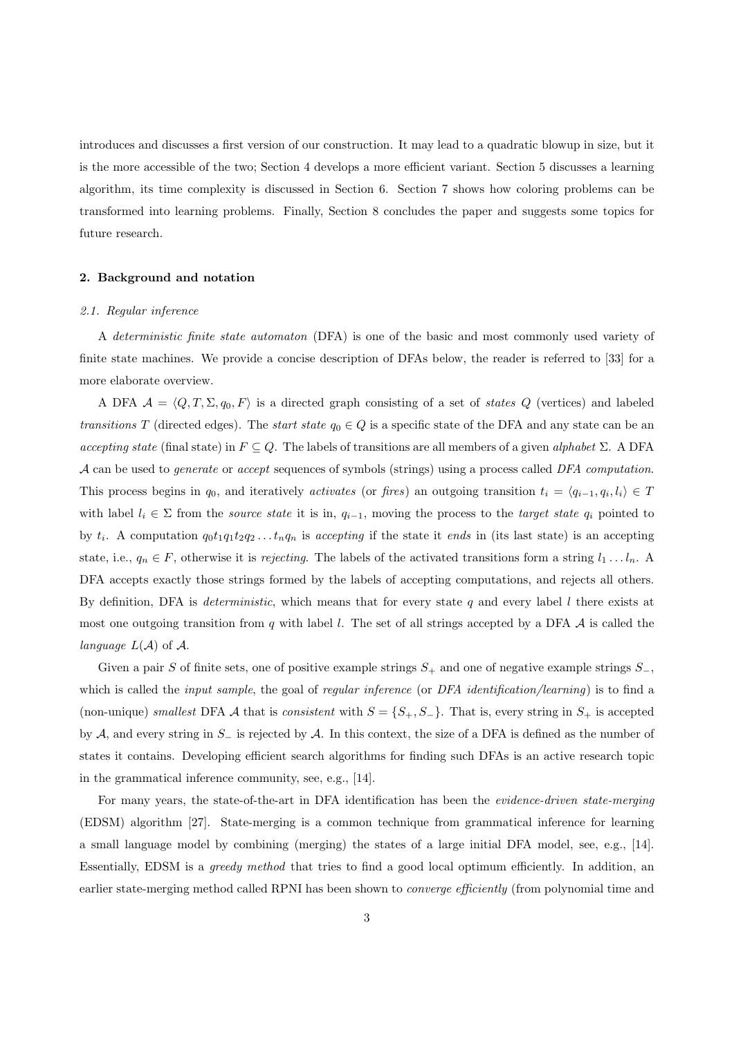introduces and discusses a first version of our construction. It may lead to a quadratic blowup in size, but it is the more accessible of the two; Section 4 develops a more efficient variant. Section 5 discusses a learning algorithm, its time complexity is discussed in Section 6. Section 7 shows how coloring problems can be transformed into learning problems. Finally, Section 8 concludes the paper and suggests some topics for future research.

## 2. Background and notation

### 2.1. Regular inference

A *deterministic finite state automaton* (DFA) is one of the basic and most commonly used variety of finite state machines. We provide a concise description of DFAs below, the reader is referred to [33] for a more elaborate overview.

A DFA $\mathcal{A} = \langle Q, T, \Sigma, q_0, F \rangle$ is a directed graph consisting of a set of *states* $Q$ (vertices) and labeled *transitions* $T$ (directed edges). The *start state* $q_0 \in Q$ is a specific state of the DFA and any state can be an *accepting state* (final state) in $F \subseteq Q$. The labels of transitions are all members of a given *alphabet* $\Sigma$. A DFA $\mathcal{A}$ can be used to *generate* or *accept* sequences of symbols (strings) using a process called *DFA computation*. This process begins in $q_0$, and iteratively *activates* (or *fires*) an outgoing transition $t_i = \langle q_{i-1}, q_i, l_i \rangle \in T$ with label $l_i \in \Sigma$ from the *source state* it is in, $q_{i-1}$, moving the process to the *target state* $q_i$ pointed to by $t_i$. A computation $q_0 t_1 q_1 t_2 q_2 \ldots t_n q_n$ is *accepting* if the state it *ends* in (its last state) is an accepting state, i.e., $q_n \in F$, otherwise it is *rejecting*. The labels of the activated transitions form a string $l_1 \ldots l_n$. A DFA accepts exactly those strings formed by the labels of accepting computations, and rejects all others. By definition, DFA is *deterministic*, which means that for every state $q$ and every label $l$ there exists at most one outgoing transition from $q$ with label $l$. The set of all strings accepted by a DFA $\mathcal{A}$ is called the *language* $L(\mathcal{A})$ of $\mathcal{A}$.

Given a pair $S$ of finite sets, one of positive example strings $S_+$ and one of negative example strings $S_-$, which is called the *input sample*, the goal of *regular inference* (or *DFA identification/learning*) is to find a (non-unique) *smallest* DFA $\mathcal{A}$ that is *consistent* with $S = \{S_+, S_-\}$. That is, every string in $S_+$ is accepted by $\mathcal{A}$, and every string in $S_-$ is rejected by $\mathcal{A}$. In this context, the size of a DFA is defined as the number of states it contains. Developing efficient search algorithms for finding such DFAs is an active research topic in the grammatical inference community, see, e.g., [14].

For many years, the state-of-the-art in DFA identification has been the *evidence-driven state-merging* (EDSM) algorithm [27]. State-merging is a common technique from grammatical inference for learning a small language model by combining (merging) the states of a large initial DFA model, see, e.g., [14]. Essentially, EDSM is a *greedy method* that tries to find a good local optimum efficiently. In addition, an earlier state-merging method called RPNI has been shown to *converge efficiently* (from polynomial time and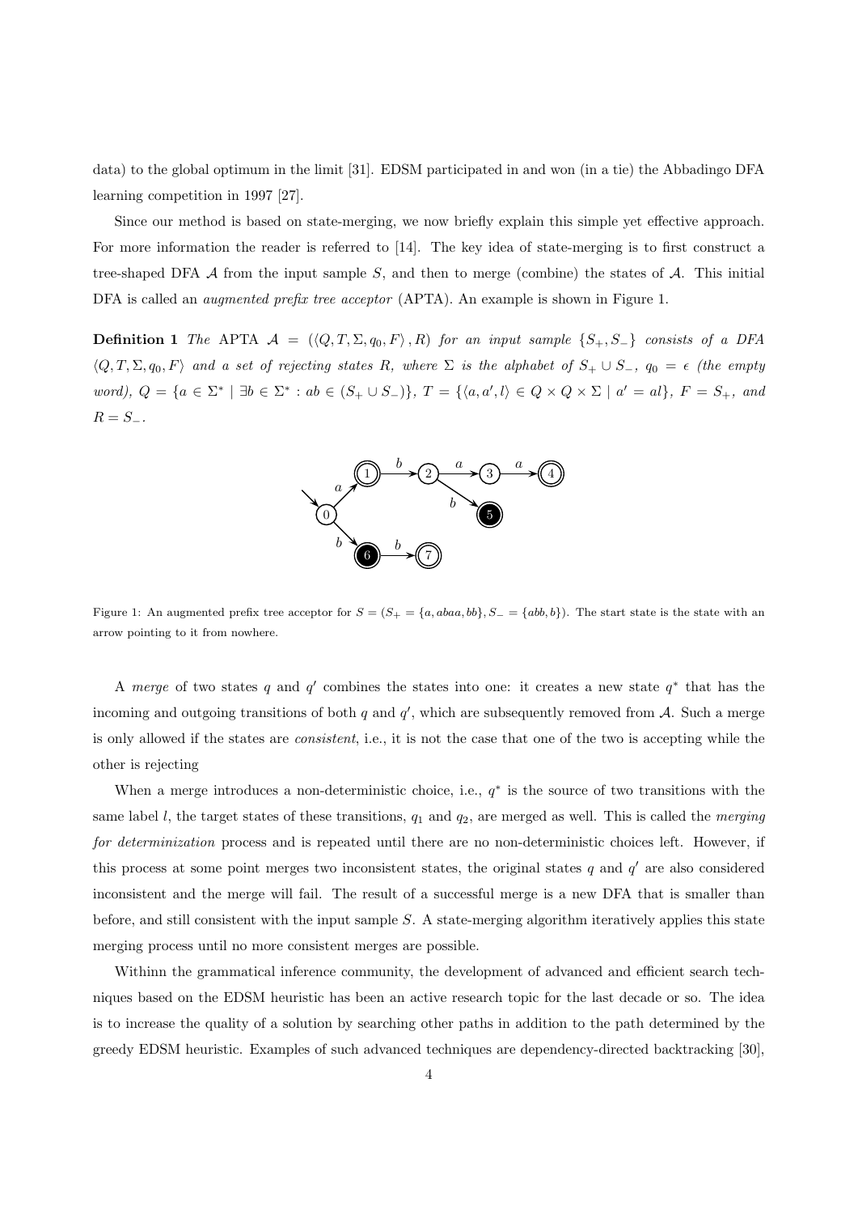data) to the global optimum in the limit [31]. EDSM participated in and won (in a tie) the Abbadingo DFA learning competition in 1997 [27].

Since our method is based on state-merging, we now briefly explain this simple yet effective approach. For more information the reader is referred to [14]. The key idea of state-merging is to first construct a tree-shaped DFA $\mathcal{A}$ from the input sample $S$, and then to merge (combine) the states of $\mathcal{A}$. This initial DFA is called an *augmented prefix tree acceptor* (APTA). An example is shown in Figure 1.

**Definition 1** *The* APTA $\mathcal{A} = (\langle Q, T, \Sigma, q_0, F \rangle, R)$ *for an input sample* $\{S_+, S_-\}$ *consists of a DFA* $\langle Q, T, \Sigma, q_0, F \rangle$ *and a set of rejecting states* $R$*, where* $\Sigma$ *is the alphabet of* $S_+ \cup S_-$*,* $q_0 = \epsilon$ *(the empty word),* $Q = \{a \in \Sigma^* \mid \exists b \in \Sigma^* : ab \in (S_+ \cup S_-)\}$*,* $T = \{\langle a, a', l \rangle \in Q \times Q \times \Sigma \mid a' = al\}$*,* $F = S_+$*, and* $R = S_-$*.*

Figure 1: An augmented prefix tree acceptor for $S = (S_+ = \{a, abaa, bb\}, S_- = \{abb, b\})$. The start state is the state with an arrow pointing to it from nowhere.

A *merge* of two states $q$ and $q'$ combines the states into one: it creates a new state $q^*$ that has the incoming and outgoing transitions of both $q$ and $q'$, which are subsequently removed from $\mathcal{A}$. Such a merge is only allowed if the states are *consistent*, i.e., it is not the case that one of the two is accepting while the other is rejecting

When a merge introduces a non-deterministic choice, i.e., $q^*$ is the source of two transitions with the same label $l$, the target states of these transitions, $q_1$ and $q_2$, are merged as well. This is called the *merging for determinization* process and is repeated until there are no non-deterministic choices left. However, if this process at some point merges two inconsistent states, the original states $q$ and $q'$ are also considered inconsistent and the merge will fail. The result of a successful merge is a new DFA that is smaller than before, and still consistent with the input sample $S$. A state-merging algorithm iteratively applies this state merging process until no more consistent merges are possible.

Withinn the grammatical inference community, the development of advanced and efficient search techniques based on the EDSM heuristic has been an active research topic for the last decade or so. The idea is to increase the quality of a solution by searching other paths in addition to the path determined by the greedy EDSM heuristic. Examples of such advanced techniques are dependency-directed backtracking [30],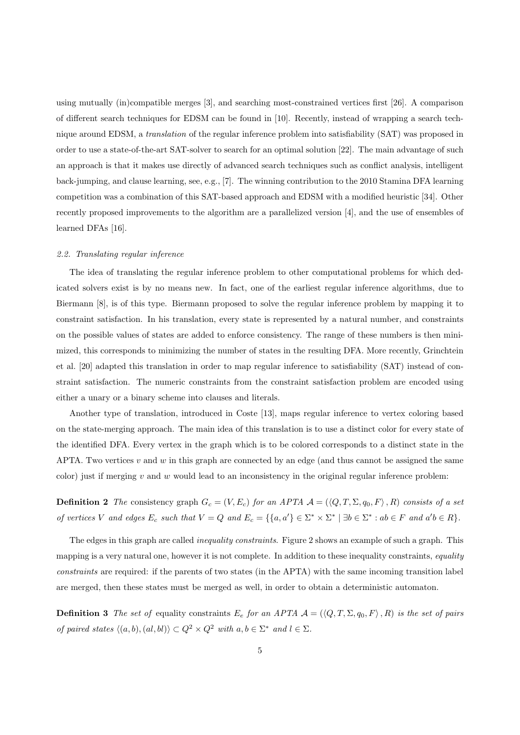using mutually (in)compatible merges [3], and searching most-constrained vertices first [26]. A comparison of different search techniques for EDSM can be found in [10]. Recently, instead of wrapping a search technique around EDSM, a *translation* of the regular inference problem into satisfiability (SAT) was proposed in order to use a state-of-the-art SAT-solver to search for an optimal solution [22]. The main advantage of such an approach is that it makes use directly of advanced search techniques such as conflict analysis, intelligent back-jumping, and clause learning, see, e.g., [7]. The winning contribution to the 2010 Stamina DFA learning competition was a combination of this SAT-based approach and EDSM with a modified heuristic [34]. Other recently proposed improvements to the algorithm are a parallelized version [4], and the use of ensembles of learned DFAs [16].

### *2.2. Translating regular inference*

The idea of translating the regular inference problem to other computational problems for which dedicated solvers exist is by no means new. In fact, one of the earliest regular inference algorithms, due to Biermann [8], is of this type. Biermann proposed to solve the regular inference problem by mapping it to constraint satisfaction. In his translation, every state is represented by a natural number, and constraints on the possible values of states are added to enforce consistency. The range of these numbers is then minimized, this corresponds to minimizing the number of states in the resulting DFA. More recently, Grinchtein et al. [20] adapted this translation in order to map regular inference to satisfiability (SAT) instead of constraint satisfaction. The numeric constraints from the constraint satisfaction problem are encoded using either a unary or a binary scheme into clauses and literals.

Another type of translation, introduced in Coste [13], maps regular inference to vertex coloring based on the state-merging approach. The main idea of this translation is to use a distinct color for every state of the identified DFA. Every vertex in the graph which is to be colored corresponds to a distinct state in the APTA. Two vertices $v$ and $w$ in this graph are connected by an edge (and thus cannot be assigned the same color) just if merging $v$ and $w$ would lead to an inconsistency in the original regular inference problem:

**Definition 2** *The* consistency graph $G_c = (V, E_c)$ *for an APTA* $\mathcal{A} = (\langle Q, T, \Sigma, q_0, F \rangle, R)$ *consists of a set of vertices* $V$ *and edges* $E_c$ *such that* $V = Q$ *and* $E_c = \{\{a, a'\} \in \Sigma^* \times \Sigma^* \mid \exists b \in \Sigma^* : ab \in F \text{ and } a'b \in R\}$.

The edges in this graph are called *inequality constraints*. Figure 2 shows an example of such a graph. This mapping is a very natural one, however it is not complete. In addition to these inequality constraints, *equality constraints* are required: if the parents of two states (in the APTA) with the same incoming transition label are merged, then these states must be merged as well, in order to obtain a deterministic automaton.

**Definition 3** *The set of* equality constraints $E_e$ *for an APTA* $\mathcal{A} = (\langle Q, T, \Sigma, q_0, F \rangle, R)$ *is the set of pairs of paired states* $\langle (a, b), (al, bl) \rangle \subset Q^2 \times Q^2$ *with* $a, b \in \Sigma^*$ *and* $l \in \Sigma$.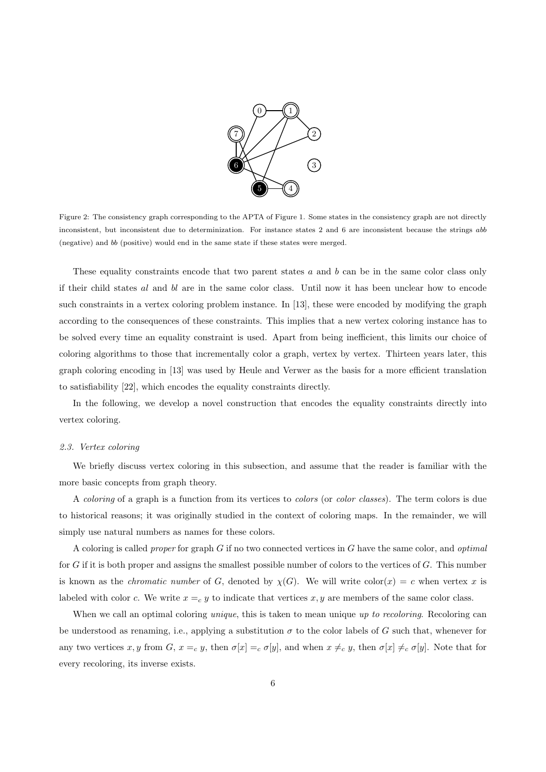Figure 2: The consistency graph corresponding to the APTA of Figure 1. Some states in the consistency graph are not directly inconsistent, but inconsistent due to determinization. For instance states 2 and 6 are inconsistent because the strings *abb* (negative) and *bb* (positive) would end in the same state if these states were merged.

These equality constraints encode that two parent states $a$ and $b$ can be in the same color class only if their child states $al$ and $bl$ are in the same color class. Until now it has been unclear how to encode such constraints in a vertex coloring problem instance. In [13], these were encoded by modifying the graph according to the consequences of these constraints. This implies that a new vertex coloring instance has to be solved every time an equality constraint is used. Apart from being inefficient, this limits our choice of coloring algorithms to those that incrementally color a graph, vertex by vertex. Thirteen years later, this graph coloring encoding in [13] was used by Heule and Verwer as the basis for a more efficient translation to satisfiability [22], which encodes the equality constraints directly.

In the following, we develop a novel construction that encodes the equality constraints directly into vertex coloring.

### 2.3. Vertex coloring

We briefly discuss vertex coloring in this subsection, and assume that the reader is familiar with the more basic concepts from graph theory.

A *coloring* of a graph is a function from its vertices to *colors* (or *color classes*). The term colors is due to historical reasons; it was originally studied in the context of coloring maps. In the remainder, we will simply use natural numbers as names for these colors.

A coloring is called *proper* for graph $G$ if no two connected vertices in $G$ have the same color, and *optimal* for $G$ if it is both proper and assigns the smallest possible number of colors to the vertices of $G$. This number is known as the *chromatic number* of $G$, denoted by $\chi(G)$. We will write $\text{color}(x) = c$ when vertex $x$ is labeled with color $c$. We write $x =_c y$ to indicate that vertices $x, y$ are members of the same color class.

When we call an optimal coloring *unique*, this is taken to mean unique *up to recoloring*. Recoloring can be understood as renaming, i.e., applying a substitution $\sigma$ to the color labels of $G$ such that, whenever for any two vertices $x, y$ from $G$, $x =_c y$, then $\sigma[x] =_c \sigma[y]$, and when $x \neq_c y$, then $\sigma[x] \neq_c \sigma[y]$. Note that for every recoloring, its inverse exists.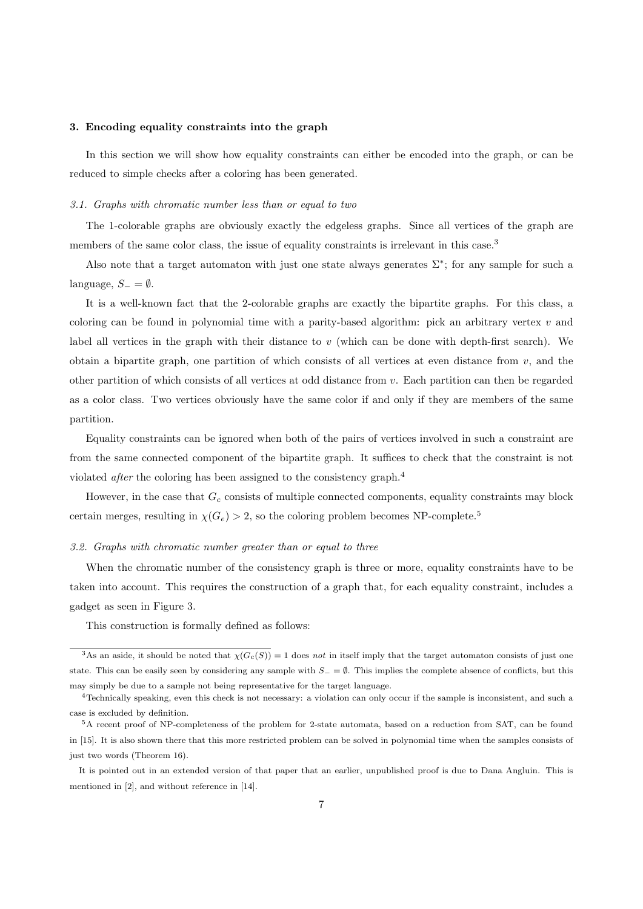## 3. Encoding equality constraints into the graph

In this section we will show how equality constraints can either be encoded into the graph, or can be reduced to simple checks after a coloring has been generated.

### *3.1. Graphs with chromatic number less than or equal to two*

The 1-colorable graphs are obviously exactly the edgeless graphs. Since all vertices of the graph are members of the same color class, the issue of equality constraints is irrelevant in this case.[3]

Also note that a target automaton with just one state always generates $\Sigma^*$; for any sample for such a language, $S_- = \emptyset$.

It is a well-known fact that the 2-colorable graphs are exactly the bipartite graphs. For this class, a coloring can be found in polynomial time with a parity-based algorithm: pick an arbitrary vertex $v$ and label all vertices in the graph with their distance to $v$ (which can be done with depth-first search). We obtain a bipartite graph, one partition of which consists of all vertices at even distance from $v$, and the other partition of which consists of all vertices at odd distance from $v$. Each partition can then be regarded as a color class. Two vertices obviously have the same color if and only if they are members of the same partition.

Equality constraints can be ignored when both of the pairs of vertices involved in such a constraint are from the same connected component of the bipartite graph. It suffices to check that the constraint is not violated *after* the coloring has been assigned to the consistency graph.[4]

However, in the case that $G_c$ consists of multiple connected components, equality constraints may block certain merges, resulting in $\chi(G_e) > 2$, so the coloring problem becomes NP-complete.[5]

### *3.2. Graphs with chromatic number greater than or equal to three*

When the chromatic number of the consistency graph is three or more, equality constraints have to be taken into account. This requires the construction of a graph that, for each equality constraint, includes a gadget as seen in Figure 3.

This construction is formally defined as follows:

---

[3] As an aside, it should be noted that $\chi(G_c(S)) = 1$ does *not* in itself imply that the target automaton consists of just one state. This can be easily seen by considering any sample with $S_- = \emptyset$. This implies the complete absence of conflicts, but this may simply be due to a sample not being representative for the target language.

[4] Technically speaking, even this check is not necessary: a violation can only occur if the sample is inconsistent, and such a case is excluded by definition.

[5] A recent proof of NP-completeness of the problem for 2-state automata, based on a reduction from SAT, can be found in [15]. It is also shown there that this more restricted problem can be solved in polynomial time when the samples consists of just two words (Theorem 16).

It is pointed out in an extended version of that paper that an earlier, unpublished proof is due to Dana Angluin. This is mentioned in [2], and without reference in [14].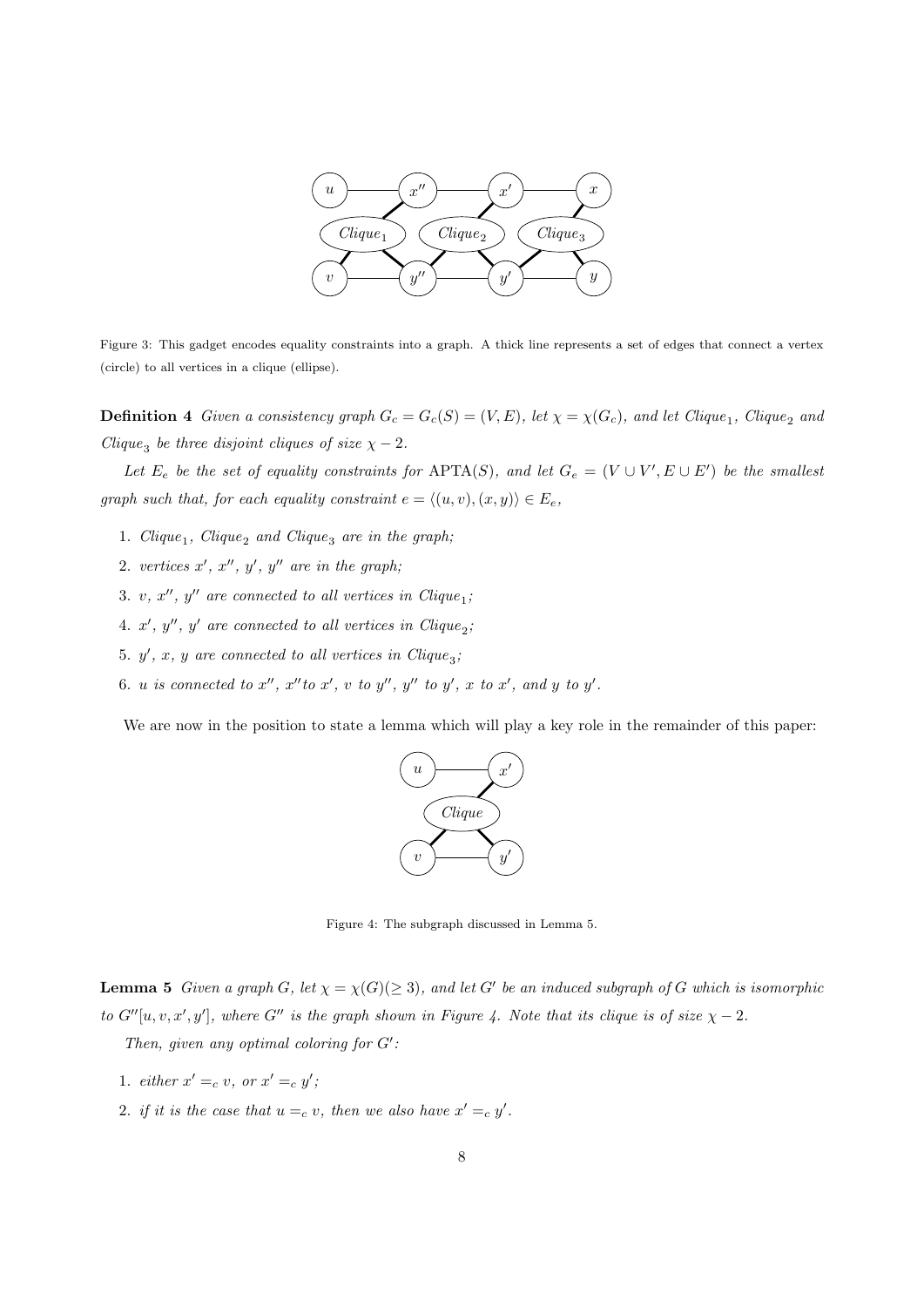Figure 3: This gadget encodes equality constraints into a graph. A thick line represents a set of edges that connect a vertex (circle) to all vertices in a clique (ellipse).

**Definition 4** *Given a consistency graph $G_c = G_c(S) = (V, E)$, let $\chi = \chi(G_c)$, and let $Clique_1$, $Clique_2$ and $Clique_3$ be three disjoint cliques of size $\chi - 2$.*

*Let $E_e$ be the set of equality constraints for APTA$(S)$, and let $G_e = (V \cup V', E \cup E')$ be the smallest graph such that, for each equality constraint $e = \langle (u, v), (x, y) \rangle \in E_e$,*

1. *$Clique_1$, $Clique_2$ and $Clique_3$ are in the graph;*
2. *vertices $x'$, $x''$, $y'$, $y''$ are in the graph;*
3. *$v$, $x''$, $y''$ are connected to all vertices in $Clique_1$;*
4. *$x'$, $y''$, $y'$ are connected to all vertices in $Clique_2$;*
5. *$y'$, $x$, $y$ are connected to all vertices in $Clique_3$;*
6. *$u$ is connected to $x''$, $x''$ to $x'$, $v$ to $y''$, $y''$ to $y'$, $x$ to $x'$, and $y$ to $y'$.*

We are now in the position to state a lemma which will play a key role in the remainder of this paper:

Figure 4: The subgraph discussed in Lemma 5.

**Lemma 5** *Given a graph $G$, let $\chi = \chi(G)(\geq 3)$, and let $G'$ be an induced subgraph of $G$ which is isomorphic to $G''[u, v, x', y']$, where $G''$ is the graph shown in Figure 4. Note that its clique is of size $\chi - 2$.*

*Then, given any optimal coloring for $G'$:*

1. *either $x' =_c v$, or $x' =_c y'$;*
2. *if it is the case that $u =_c v$, then we also have $x' =_c y'$.*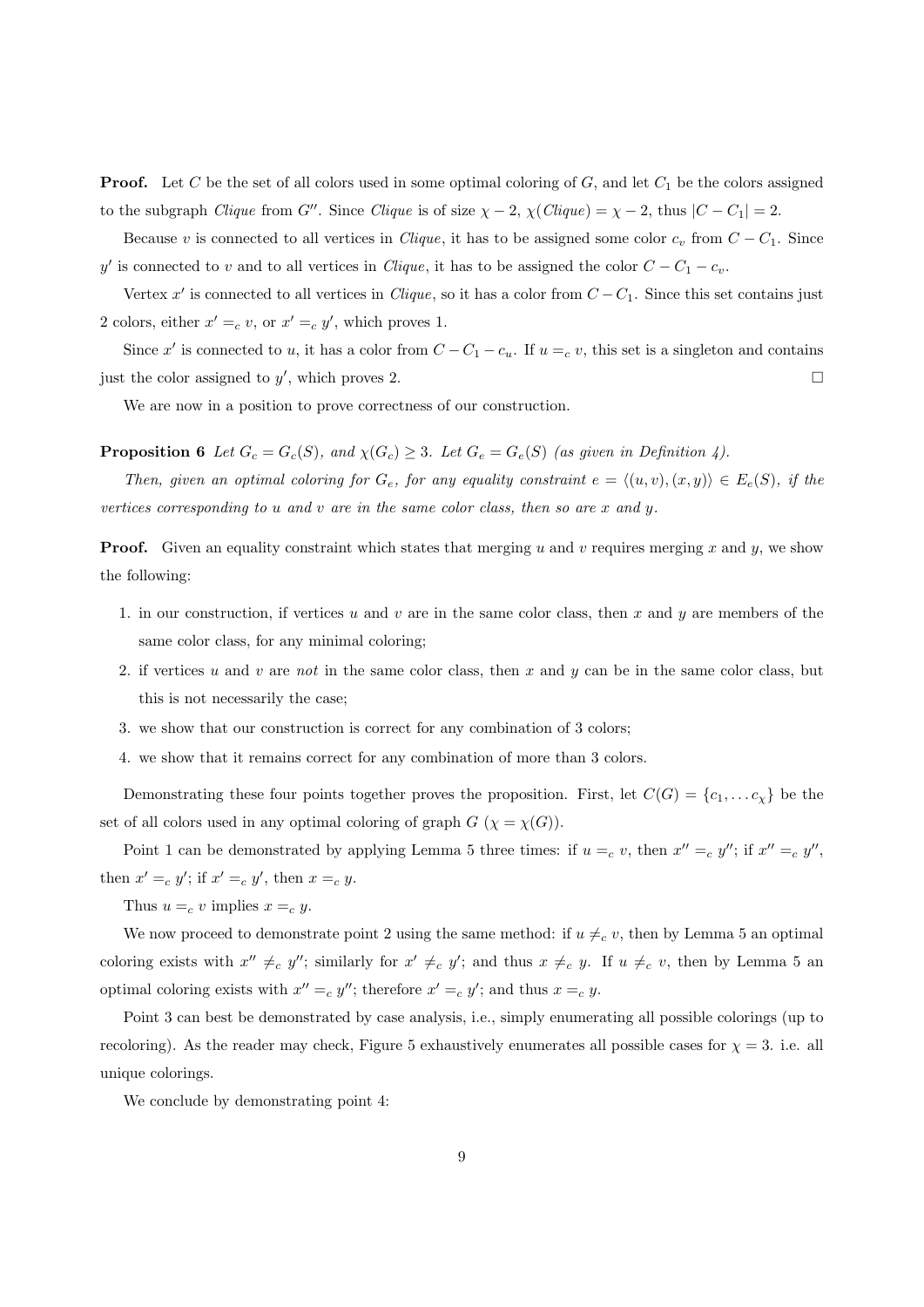**Proof.** Let $C$ be the set of all colors used in some optimal coloring of $G$, and let $C_1$ be the colors assigned to the subgraph *Clique* from $G''$. Since *Clique* is of size $\chi - 2$, $\chi(\mathit{Clique}) = \chi - 2$, thus $|C - C_1| = 2$.

Because $v$ is connected to all vertices in *Clique*, it has to be assigned some color $c_v$ from $C - C_1$. Since $y'$ is connected to $v$ and to all vertices in *Clique*, it has to be assigned the color $C - C_1 - c_v$.

Vertex $x'$ is connected to all vertices in *Clique*, so it has a color from $C - C_1$. Since this set contains just 2 colors, either $x' =_c v$, or $x' =_c y'$, which proves 1.

Since $x'$ is connected to $u$, it has a color from $C - C_1 - c_u$. If $u =_c v$, this set is a singleton and contains just the color assigned to $y'$, which proves 2. $\square$

We are now in a position to prove correctness of our construction.

**Proposition 6** *Let $G_c = G_c(S)$, and $\chi(G_c) \geq 3$. Let $G_e = G_e(S)$ (as given in Definition 4).*

*Then, given an optimal coloring for $G_e$, for any equality constraint $e = \langle (u, v), (x, y) \rangle \in E_e(S)$, if the vertices corresponding to $u$ and $v$ are in the same color class, then so are $x$ and $y$.*

**Proof.** Given an equality constraint which states that merging $u$ and $v$ requires merging $x$ and $y$, we show the following:

1. in our construction, if vertices $u$ and $v$ are in the same color class, then $x$ and $y$ are members of the same color class, for any minimal coloring;
2. if vertices $u$ and $v$ are *not* in the same color class, then $x$ and $y$ can be in the same color class, but this is not necessarily the case;
3. we show that our construction is correct for any combination of 3 colors;
4. we show that it remains correct for any combination of more than 3 colors.

Demonstrating these four points together proves the proposition. First, let $C(G) = \{c_1, \ldots c_\chi\}$ be the set of all colors used in any optimal coloring of graph $G$ ($\chi = \chi(G)$).

Point 1 can be demonstrated by applying Lemma 5 three times: if $u =_c v$, then $x'' =_c y''$; if $x'' =_c y''$, then $x' =_c y'$; if $x' =_c y'$, then $x =_c y$.

Thus $u =_c v$ implies $x =_c y$.

We now proceed to demonstrate point 2 using the same method: if $u \neq_c v$, then by Lemma 5 an optimal coloring exists with $x'' \neq_c y''$; similarly for $x' \neq_c y'$; and thus $x \neq_c y$. If $u \neq_c v$, then by Lemma 5 an optimal coloring exists with $x'' =_c y''$; therefore $x' =_c y'$; and thus $x =_c y$.

Point 3 can best be demonstrated by case analysis, i.e., simply enumerating all possible colorings (up to recoloring). As the reader may check, Figure 5 exhaustively enumerates all possible cases for $\chi = 3$. i.e. all unique colorings.

We conclude by demonstrating point 4: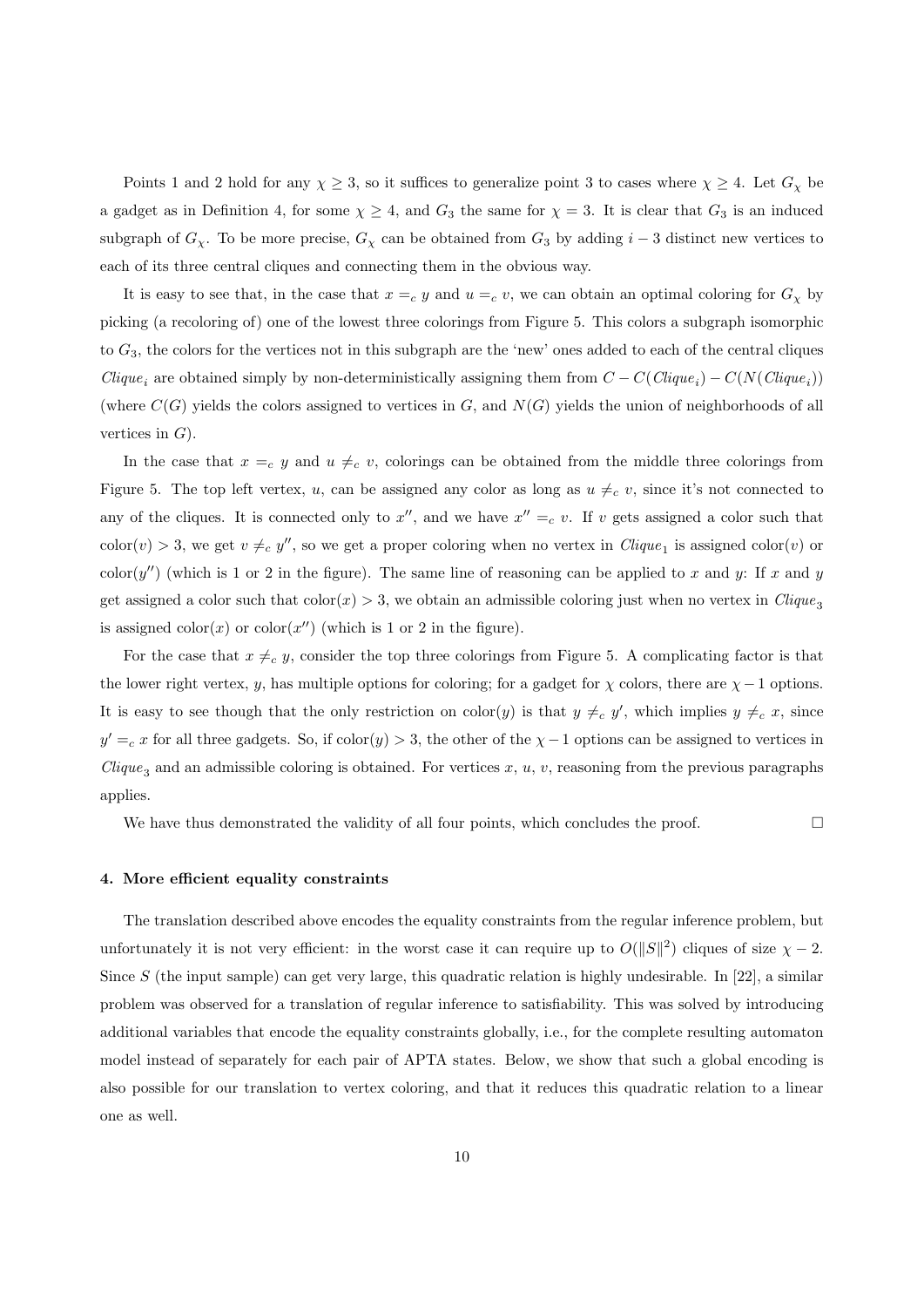Points 1 and 2 hold for any $\chi \geq 3$, so it suffices to generalize point 3 to cases where $\chi \geq 4$. Let $G_\chi$ be a gadget as in Definition 4, for some $\chi \geq 4$, and $G_3$ the same for $\chi = 3$. It is clear that $G_3$ is an induced subgraph of $G_\chi$. To be more precise, $G_\chi$ can be obtained from $G_3$ by adding $i - 3$ distinct new vertices to each of its three central cliques and connecting them in the obvious way.

It is easy to see that, in the case that $x =_c y$ and $u =_c v$, we can obtain an optimal coloring for $G_\chi$ by picking (a recoloring of) one of the lowest three colorings from Figure 5. This colors a subgraph isomorphic to $G_3$, the colors for the vertices not in this subgraph are the 'new' ones added to each of the central cliques $Clique_i$ are obtained simply by non-deterministically assigning them from $C - C(Clique_i) - C(N(Clique_i))$ (where $C(G)$ yields the colors assigned to vertices in $G$, and $N(G)$ yields the union of neighborhoods of all vertices in $G$).

In the case that $x =_c y$ and $u \neq_c v$, colorings can be obtained from the middle three colorings from Figure 5. The top left vertex, $u$, can be assigned any color as long as $u \neq_c v$, since it's not connected to any of the cliques. It is connected only to $x''$, and we have $x'' =_c v$. If $v$ gets assigned a color such that $\text{color}(v) > 3$, we get $v \neq_c y''$, so we get a proper coloring when no vertex in $Clique_1$ is assigned $\text{color}(v)$ or $\text{color}(y'')$ (which is 1 or 2 in the figure). The same line of reasoning can be applied to $x$ and $y$: If $x$ and $y$ get assigned a color such that $\text{color}(x) > 3$, we obtain an admissible coloring just when no vertex in $Clique_3$ is assigned $\text{color}(x)$ or $\text{color}(x'')$ (which is 1 or 2 in the figure).

For the case that $x \neq_c y$, consider the top three colorings from Figure 5. A complicating factor is that the lower right vertex, $y$, has multiple options for coloring; for a gadget for $\chi$ colors, there are $\chi - 1$ options. It is easy to see though that the only restriction on $\text{color}(y)$ is that $y \neq_c y'$, which implies $y \neq_c x$, since $y' =_c x$ for all three gadgets. So, if $\text{color}(y) > 3$, the other of the $\chi - 1$ options can be assigned to vertices in $Clique_3$ and an admissible coloring is obtained. For vertices $x$, $u$, $v$, reasoning from the previous paragraphs applies.

We have thus demonstrated the validity of all four points, which concludes the proof. $\square$

## 4. More efficient equality constraints

The translation described above encodes the equality constraints from the regular inference problem, but unfortunately it is not very efficient: in the worst case it can require up to $O(\|S\|^2)$ cliques of size $\chi - 2$. Since $S$ (the input sample) can get very large, this quadratic relation is highly undesirable. In [22], a similar problem was observed for a translation of regular inference to satisfiability. This was solved by introducing additional variables that encode the equality constraints globally, i.e., for the complete resulting automaton model instead of separately for each pair of APTA states. Below, we show that such a global encoding is also possible for our translation to vertex coloring, and that it reduces this quadratic relation to a linear one as well.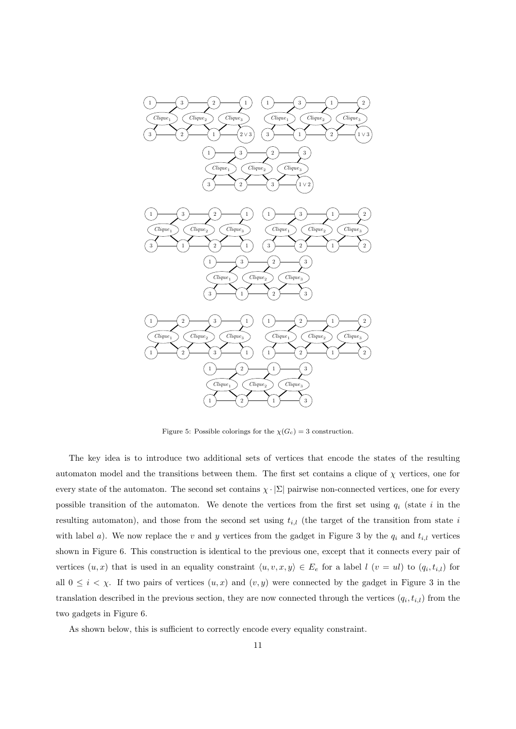Figure 5: Possible colorings for the $\chi(G_e) = 3$ construction.

The key idea is to introduce two additional sets of vertices that encode the states of the resulting automaton model and the transitions between them. The first set contains a clique of $\chi$ vertices, one for every state of the automaton. The second set contains $\chi \cdot |\Sigma|$ pairwise non-connected vertices, one for every possible transition of the automaton. We denote the vertices from the first set using $q_i$ (state $i$ in the resulting automaton), and those from the second set using $t_{i,l}$ (the target of the transition from state $i$ with label $a$). We now replace the $v$ and $y$ vertices from the gadget in Figure 3 by the $q_i$ and $t_{i,l}$ vertices shown in Figure 6. This construction is identical to the previous one, except that it connects every pair of vertices $(u, x)$ that is used in an equality constraint $\langle u, v, x, y \rangle \in E_e$ for a label $l$ ($v = ul$) to $(q_i, t_{i,l})$ for all $0 \leq i < \chi$. If two pairs of vertices $(u, x)$ and $(v, y)$ were connected by the gadget in Figure 3 in the translation described in the previous section, they are now connected through the vertices $(q_i, t_{i,l})$ from the two gadgets in Figure 6.

As shown below, this is sufficient to correctly encode every equality constraint.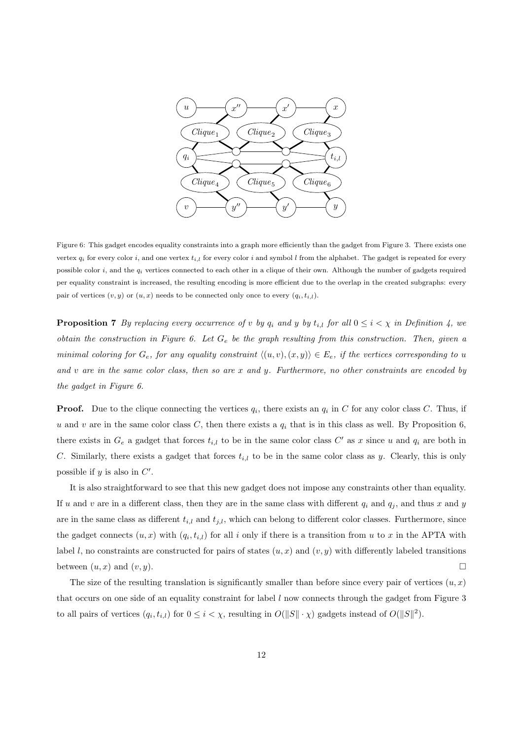Figure 6: This gadget encodes equality constraints into a graph more efficiently than the gadget from Figure 3. There exists one vertex $q_i$ for every color $i$, and one vertex $t_{i,l}$ for every color $i$ and symbol $l$ from the alphabet. The gadget is repeated for every possible color $i$, and the $q_i$ vertices connected to each other in a clique of their own. Although the number of gadgets required per equality constraint is increased, the resulting encoding is more efficient due to the overlap in the created subgraphs: every pair of vertices $(v, y)$ or $(u, x)$ needs to be connected only once to every $(q_i, t_{i,l})$.

**Proposition 7** *By replacing every occurrence of $v$ by $q_i$ and $y$ by $t_{i,l}$ for all $0 \leq i < \chi$ in Definition 4, we obtain the construction in Figure 6. Let $G_e$ be the graph resulting from this construction. Then, given a minimal coloring for $G_e$, for any equality constraint $\langle (u, v), (x, y) \rangle \in E_e$, if the vertices corresponding to $u$ and $v$ are in the same color class, then so are $x$ and $y$. Furthermore, no other constraints are encoded by the gadget in Figure 6.*

**Proof.** Due to the clique connecting the vertices $q_i$, there exists an $q_i$ in $C$ for any color class $C$. Thus, if $u$ and $v$ are in the same color class $C$, then there exists a $q_i$ that is in this class as well. By Proposition 6, there exists in $G_e$ a gadget that forces $t_{i,l}$ to be in the same color class $C'$ as $x$ since $u$ and $q_i$ are both in $C$. Similarly, there exists a gadget that forces $t_{i,l}$ to be in the same color class as $y$. Clearly, this is only possible if $y$ is also in $C'$.

It is also straightforward to see that this new gadget does not impose any constraints other than equality. If $u$ and $v$ are in a different class, then they are in the same class with different $q_i$ and $q_j$, and thus $x$ and $y$ are in the same class as different $t_{i,l}$ and $t_{j,l}$, which can belong to different color classes. Furthermore, since the gadget connects $(u, x)$ with $(q_i, t_{i,l})$ for all $i$ only if there is a transition from $u$ to $x$ in the APTA with label $l$, no constraints are constructed for pairs of states $(u, x)$ and $(v, y)$ with differently labeled transitions between $(u, x)$ and $(v, y)$. □

The size of the resulting translation is significantly smaller than before since every pair of vertices $(u, x)$ that occurs on one side of an equality constraint for label $l$ now connects through the gadget from Figure 3 to all pairs of vertices $(q_i, t_{i,l})$ for $0 \leq i < \chi$, resulting in $O(\|S\| \cdot \chi)$ gadgets instead of $O(\|S\|^2)$.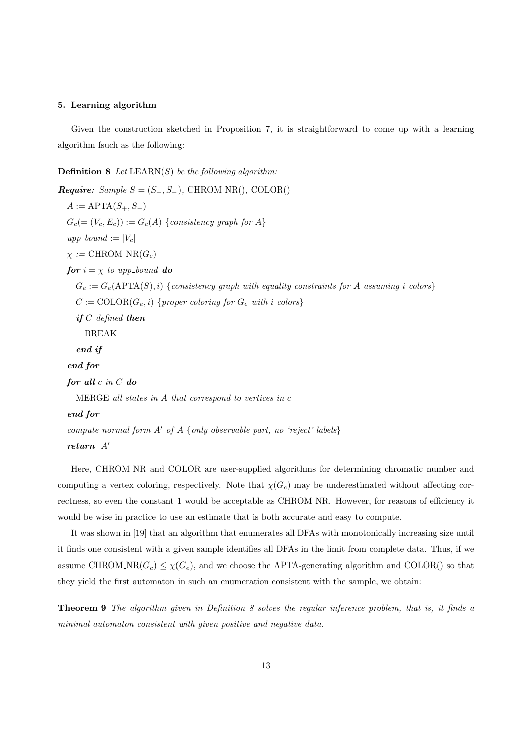## 5. Learning algorithm

Given the construction sketched in Proposition 7, it is straightforward to come up with a learning algorithm fsuch as the following:

**Definition 8** *Let* LEARN($S$) *be the following algorithm:*

```
Require: Sample S = (S+, S−), CHROM_NR(), COLOR()
  A := APTA(S+, S−)
  Gc(= (Vc, Ec)) := Gc(A) {consistency graph for A}
  upp_bound := |Vc|
  χ := CHROM_NR(Gc)
  for i = χ to upp_bound do
    Ge := Ge(APTA(S), i) {consistency graph with equality constraints for A assuming i colors}
    C := COLOR(Ge, i) {proper coloring for Ge with i colors}
    if C defined then
      BREAK
    end if
  end for
  for all c in C do
    MERGE all states in A that correspond to vertices in c
  end for
  compute normal form A' of A {only observable part, no 'reject' labels}
  return A'
```

Here, CHROM_NR and COLOR are user-supplied algorithms for determining chromatic number and computing a vertex coloring, respectively. Note that $\chi(G_c)$ may be underestimated without affecting correctness, so even the constant 1 would be acceptable as CHROM_NR. However, for reasons of efficiency it would be wise in practice to use an estimate that is both accurate and easy to compute.

It was shown in [19] that an algorithm that enumerates all DFAs with monotonically increasing size until it finds one consistent with a given sample identifies all DFAs in the limit from complete data. Thus, if we assume $\text{CHROM\_NR}(G_c) \leq \chi(G_e)$, and we choose the APTA-generating algorithm and COLOR() so that they yield the first automaton in such an enumeration consistent with the sample, we obtain:

**Theorem 9** *The algorithm given in Definition 8 solves the regular inference problem, that is, it finds a minimal automaton consistent with given positive and negative data.*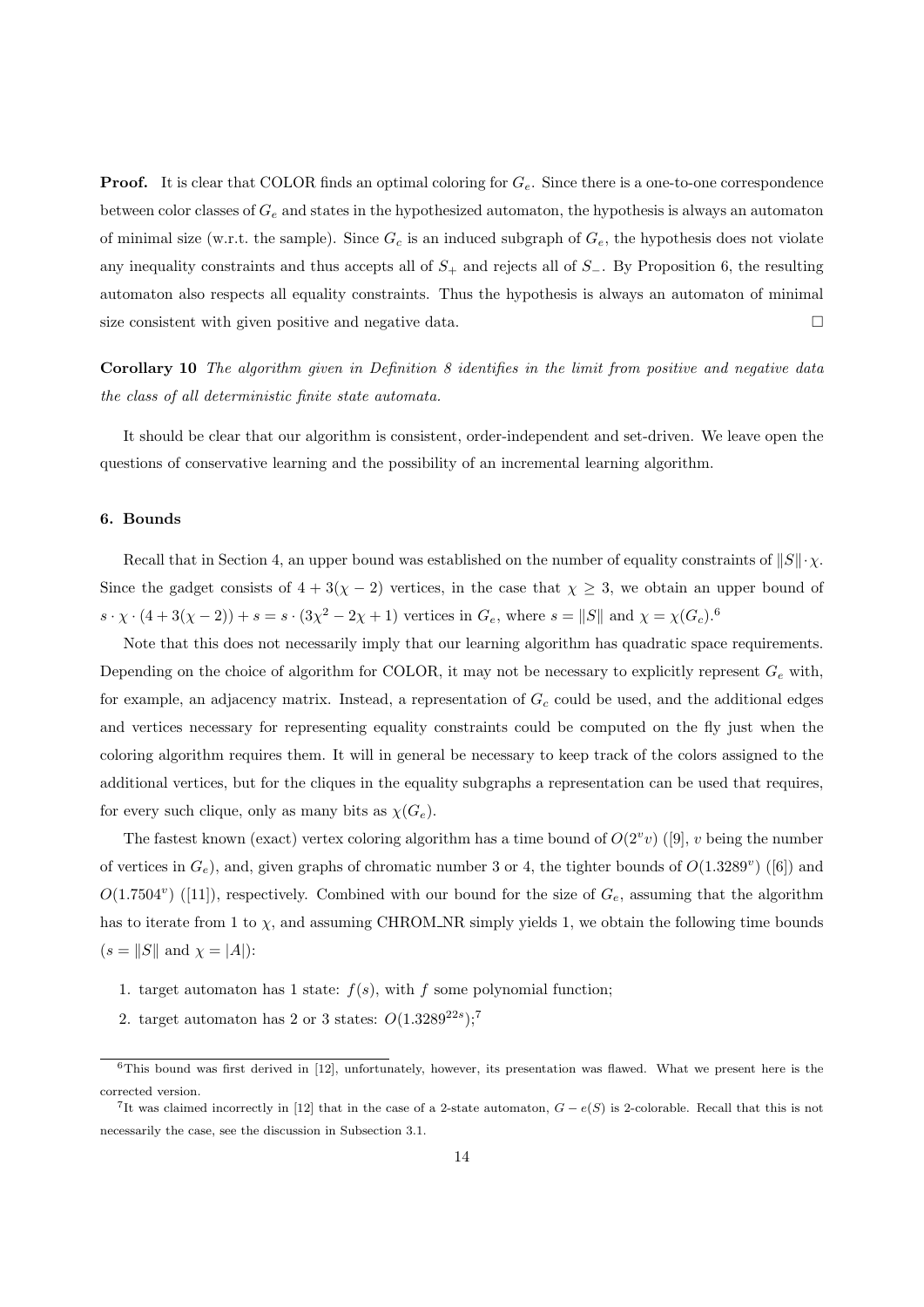**Proof.** It is clear that COLOR finds an optimal coloring for $G_e$. Since there is a one-to-one correspondence between color classes of $G_e$ and states in the hypothesized automaton, the hypothesis is always an automaton of minimal size (w.r.t. the sample). Since $G_c$ is an induced subgraph of $G_e$, the hypothesis does not violate any inequality constraints and thus accepts all of $S_+$ and rejects all of $S_-$. By Proposition 6, the resulting automaton also respects all equality constraints. Thus the hypothesis is always an automaton of minimal size consistent with given positive and negative data. □

**Corollary 10** *The algorithm given in Definition 8 identifies in the limit from positive and negative data the class of all deterministic finite state automata.*

It should be clear that our algorithm is consistent, order-independent and set-driven. We leave open the questions of conservative learning and the possibility of an incremental learning algorithm.

### 6. Bounds

Recall that in Section 4, an upper bound was established on the number of equality constraints of $\|S\| \cdot \chi$. Since the gadget consists of $4 + 3(\chi - 2)$ vertices, in the case that $\chi \geq 3$, we obtain an upper bound of $s \cdot \chi \cdot (4 + 3(\chi - 2)) + s = s \cdot (3\chi^2 - 2\chi + 1)$ vertices in $G_e$, where $s = \|S\|$ and $\chi = \chi(G_c)$.[6]

Note that this does not necessarily imply that our learning algorithm has quadratic space requirements. Depending on the choice of algorithm for COLOR, it may not be necessary to explicitly represent $G_e$ with, for example, an adjacency matrix. Instead, a representation of $G_c$ could be used, and the additional edges and vertices necessary for representing equality constraints could be computed on the fly just when the coloring algorithm requires them. It will in general be necessary to keep track of the colors assigned to the additional vertices, but for the cliques in the equality subgraphs a representation can be used that requires, for every such clique, only as many bits as $\chi(G_e)$.

The fastest known (exact) vertex coloring algorithm has a time bound of $O(2^v v)$ ([9], $v$ being the number of vertices in $G_e$), and, given graphs of chromatic number 3 or 4, the tighter bounds of $O(1.3289^v)$ ([6]) and $O(1.7504^v)$ ([11]), respectively. Combined with our bound for the size of $G_e$, assuming that the algorithm has to iterate from 1 to $\chi$, and assuming CHROM_NR simply yields 1, we obtain the following time bounds ($s = \|S\|$ and $\chi = |A|$):

1. target automaton has 1 state: $f(s)$, with $f$ some polynomial function;
2. target automaton has 2 or 3 states: $O(1.3289^{22s})$;[7]

[6] This bound was first derived in [12], unfortunately, however, its presentation was flawed. What we present here is the corrected version.

[7] It was claimed incorrectly in [12] that in the case of a 2-state automaton, $G - e(S)$ is 2-colorable. Recall that this is not necessarily the case, see the discussion in Subsection 3.1.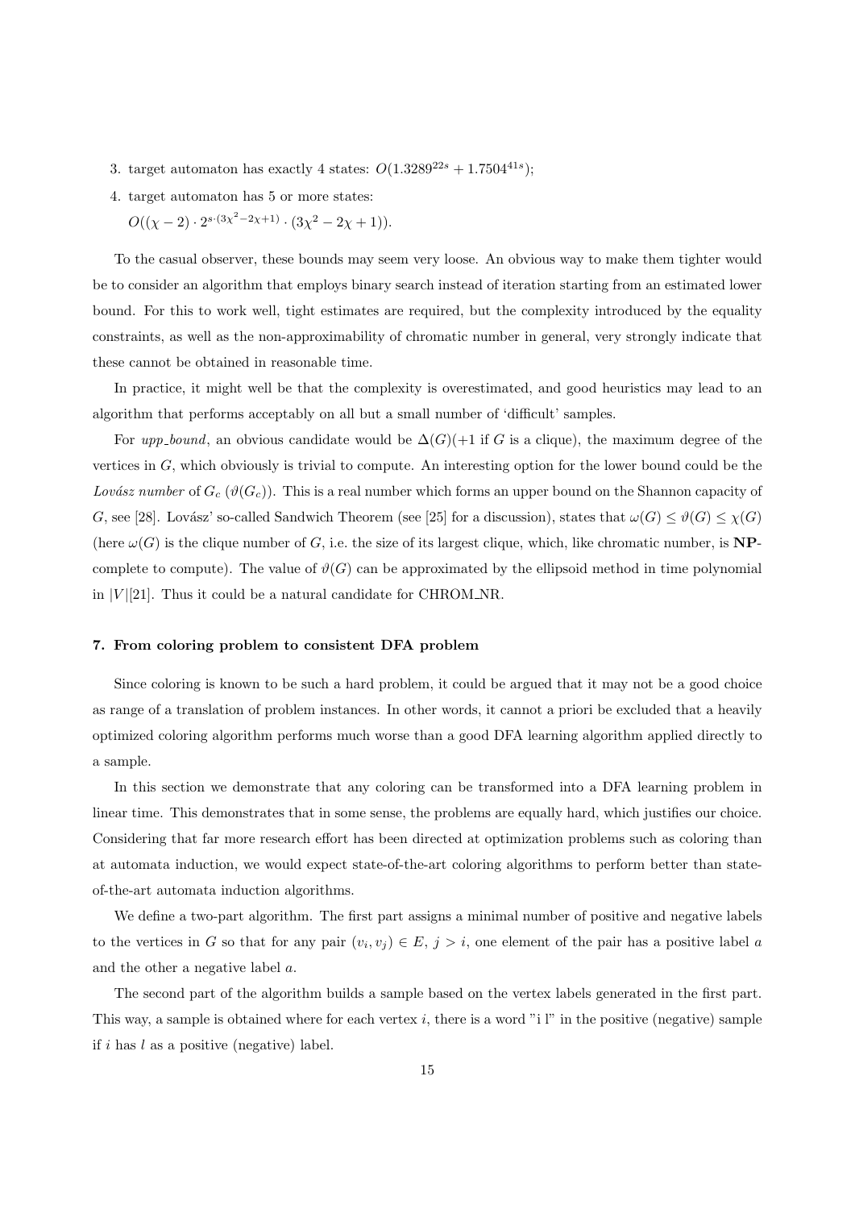3. target automaton has exactly 4 states: $O(1.3289^{22s} + 1.7504^{41s})$;
4. target automaton has 5 or more states:

   $O((\chi - 2) \cdot 2^{s \cdot (3\chi^2 - 2\chi + 1)} \cdot (3\chi^2 - 2\chi + 1))$.

To the casual observer, these bounds may seem very loose. An obvious way to make them tighter would be to consider an algorithm that employs binary search instead of iteration starting from an estimated lower bound. For this to work well, tight estimates are required, but the complexity introduced by the equality constraints, as well as the non-approximability of chromatic number in general, very strongly indicate that these cannot be obtained in reasonable time.

In practice, it might well be that the complexity is overestimated, and good heuristics may lead to an algorithm that performs acceptably on all but a small number of 'difficult' samples.

For *upp_bound*, an obvious candidate would be $\Delta(G)$(+1 if $G$ is a clique), the maximum degree of the vertices in $G$, which obviously is trivial to compute. An interesting option for the lower bound could be the *Lovász number* of $G_c$ ($\vartheta(G_c)$). This is a real number which forms an upper bound on the Shannon capacity of $G$, see [28]. Lovász' so-called Sandwich Theorem (see [25] for a discussion), states that $\omega(G) \leq \vartheta(G) \leq \chi(G)$ (here $\omega(G)$ is the clique number of $G$, i.e. the size of its largest clique, which, like chromatic number, is **NP**-complete to compute). The value of $\vartheta(G)$ can be approximated by the ellipsoid method in time polynomial in $|V|$[21]. Thus it could be a natural candidate for CHROM_NR.

#### 7. From coloring problem to consistent DFA problem

Since coloring is known to be such a hard problem, it could be argued that it may not be a good choice as range of a translation of problem instances. In other words, it cannot a priori be excluded that a heavily optimized coloring algorithm performs much worse than a good DFA learning algorithm applied directly to a sample.

In this section we demonstrate that any coloring can be transformed into a DFA learning problem in linear time. This demonstrates that in some sense, the problems are equally hard, which justifies our choice. Considering that far more research effort has been directed at optimization problems such as coloring than at automata induction, we would expect state-of-the-art coloring algorithms to perform better than state-of-the-art automata induction algorithms.

We define a two-part algorithm. The first part assigns a minimal number of positive and negative labels to the vertices in $G$ so that for any pair $(v_i, v_j) \in E$, $j > i$, one element of the pair has a positive label $a$ and the other a negative label $a$.

The second part of the algorithm builds a sample based on the vertex labels generated in the first part. This way, a sample is obtained where for each vertex $i$, there is a word "i l" in the positive (negative) sample if $i$ has $l$ as a positive (negative) label.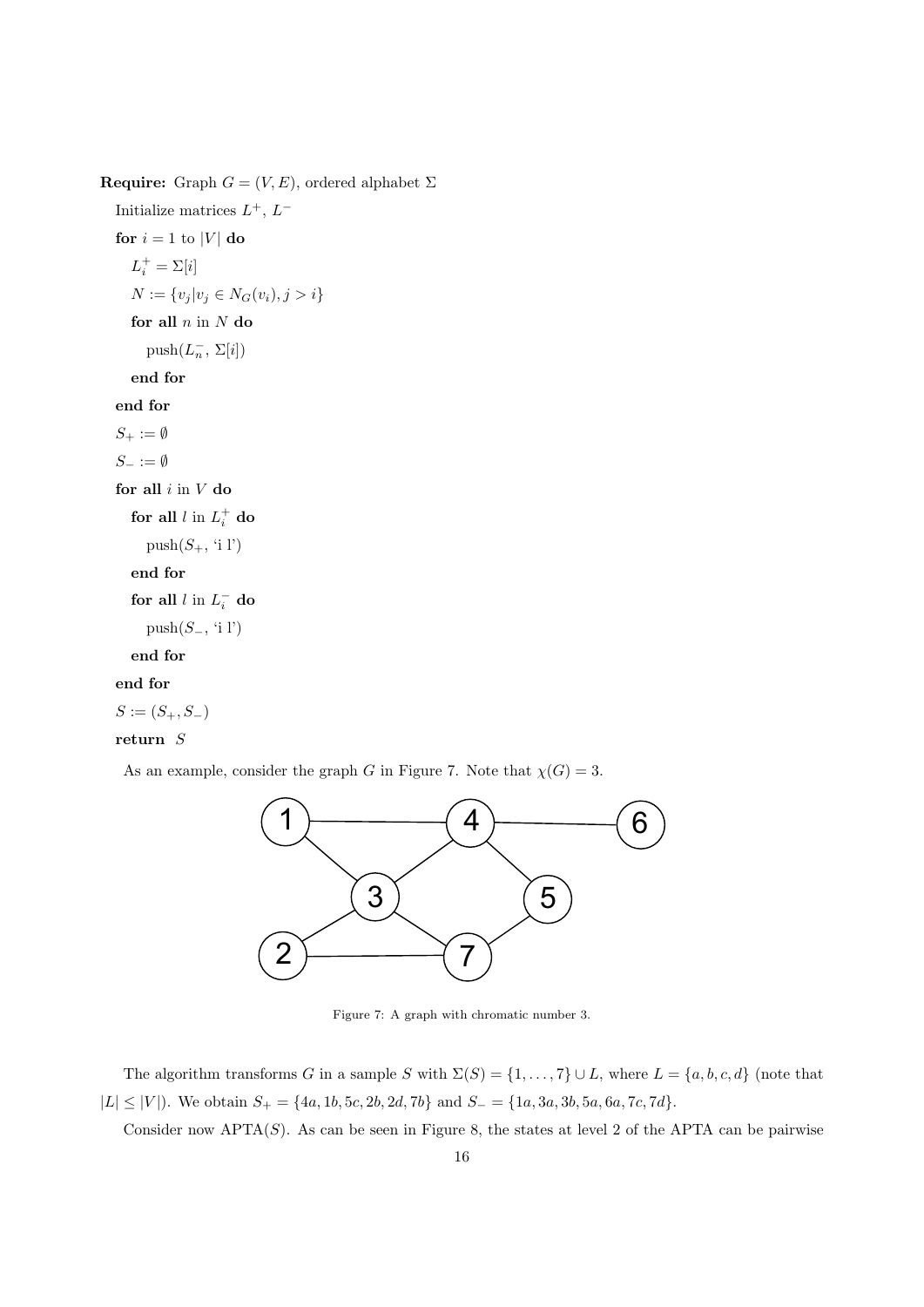**Require:** Graph $G = (V, E)$, ordered alphabet $\Sigma$

```
Initialize matrices L+, L-
for i = 1 to |V| do
    L+_i = Σ[i]
    N := {v_j | v_j ∈ N_G(v_i), j > i}
    for all n in N do
        push(L-_n, Σ[i])
    end for
end for
S+ := ∅
S- := ∅
for all i in V do
    for all l in L+_i do
        push(S+, 'i l')
    end for
    for all l in L-_i do
        push(S-, 'i l')
    end for
end for
S := (S+, S-)
return S
```

As an example, consider the graph $G$ in Figure 7. Note that $\chi(G) = 3$.

Figure 7: A graph with chromatic number 3.

The algorithm transforms $G$ in a sample $S$ with $\Sigma(S) = \{1, \ldots, 7\} \cup L$, where $L = \{a, b, c, d\}$ (note that $|L| \leq |V|$). We obtain $S_+ = \{4a, 1b, 5c, 2b, 2d, 7b\}$ and $S_- = \{1a, 3a, 3b, 5a, 6a, 7c, 7d\}$.

Consider now APTA($S$). As can be seen in Figure 8, the states at level 2 of the APTA can be pairwise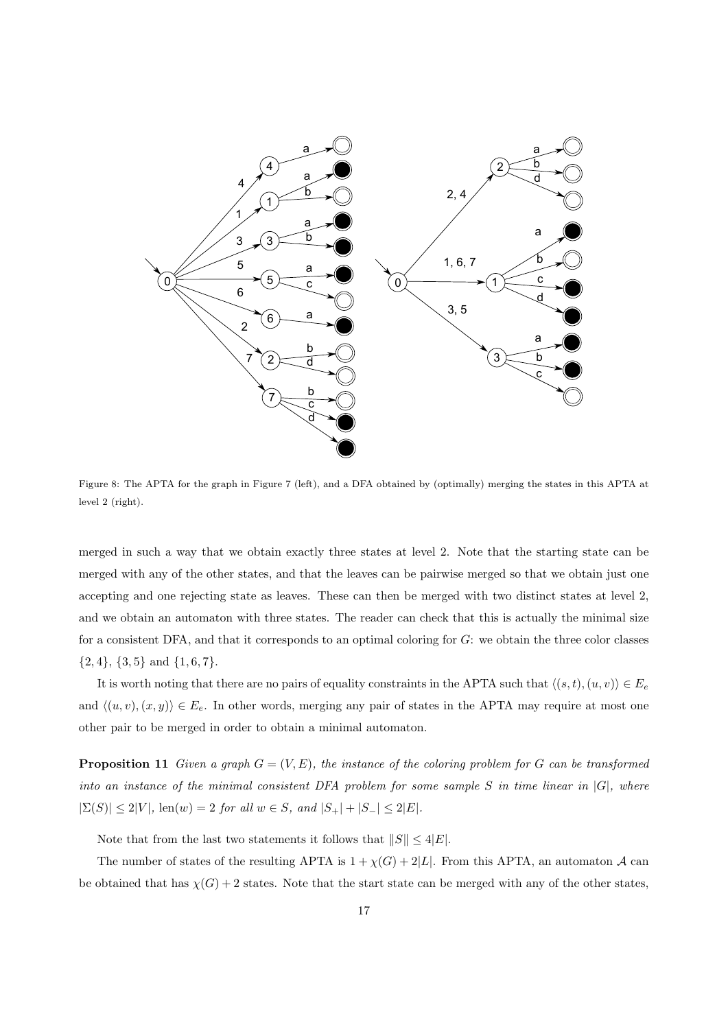Figure 8: The APTA for the graph in Figure 7 (left), and a DFA obtained by (optimally) merging the states in this APTA at level 2 (right).

merged in such a way that we obtain exactly three states at level 2. Note that the starting state can be merged with any of the other states, and that the leaves can be pairwise merged so that we obtain just one accepting and one rejecting state as leaves. These can then be merged with two distinct states at level 2, and we obtain an automaton with three states. The reader can check that this is actually the minimal size for a consistent DFA, and that it corresponds to an optimal coloring for $G$: we obtain the three color classes $\{2, 4\}$, $\{3, 5\}$ and $\{1, 6, 7\}$.

It is worth noting that there are no pairs of equality constraints in the APTA such that $\langle (s,t), (u,v)\rangle \in E_e$ and $\langle (u,v), (x,y)\rangle \in E_e$. In other words, merging any pair of states in the APTA may require at most one other pair to be merged in order to obtain a minimal automaton.

**Proposition 11** *Given a graph $G = (V, E)$, the instance of the coloring problem for $G$ can be transformed into an instance of the minimal consistent DFA problem for some sample $S$ in time linear in $|G|$, where $|\Sigma(S)| \leq 2|V|$, $\text{len}(w) = 2$ for all $w \in S$, and $|S_+| + |S_-| \leq 2|E|$.*

Note that from the last two statements it follows that $\|S\| \leq 4|E|$.

The number of states of the resulting APTA is $1 + \chi(G) + 2|L|$. From this APTA, an automaton $\mathcal{A}$ can be obtained that has $\chi(G) + 2$ states. Note that the start state can be merged with any of the other states,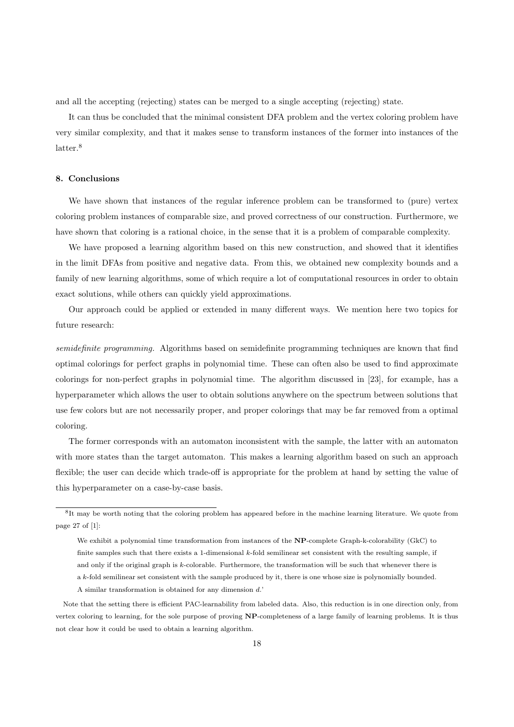and all the accepting (rejecting) states can be merged to a single accepting (rejecting) state.

It can thus be concluded that the minimal consistent DFA problem and the vertex coloring problem have very similar complexity, and that it makes sense to transform instances of the former into instances of the latter.[8]

## 8. Conclusions

We have shown that instances of the regular inference problem can be transformed to (pure) vertex coloring problem instances of comparable size, and proved correctness of our construction. Furthermore, we have shown that coloring is a rational choice, in the sense that it is a problem of comparable complexity.

We have proposed a learning algorithm based on this new construction, and showed that it identifies in the limit DFAs from positive and negative data. From this, we obtained new complexity bounds and a family of new learning algorithms, some of which require a lot of computational resources in order to obtain exact solutions, while others can quickly yield approximations.

Our approach could be applied or extended in many different ways. We mention here two topics for future research:

*semidefinite programming.* Algorithms based on semidefinite programming techniques are known that find optimal colorings for perfect graphs in polynomial time. These can often also be used to find approximate colorings for non-perfect graphs in polynomial time. The algorithm discussed in [23], for example, has a hyperparameter which allows the user to obtain solutions anywhere on the spectrum between solutions that use few colors but are not necessarily proper, and proper colorings that may be far removed from a optimal coloring.

The former corresponds with an automaton inconsistent with the sample, the latter with an automaton with more states than the target automaton. This makes a learning algorithm based on such an approach flexible; the user can decide which trade-off is appropriate for the problem at hand by setting the value of this hyperparameter on a case-by-case basis.

---

[8] It may be worth noting that the coloring problem has appeared before in the machine learning literature. We quote from page 27 of [1]:

> We exhibit a polynomial time transformation from instances of the **NP**-complete Graph-k-colorability (GkC) to finite samples such that there exists a 1-dimensional $k$-fold semilinear set consistent with the resulting sample, if and only if the original graph is $k$-colorable. Furthermore, the transformation will be such that whenever there is a $k$-fold semilinear set consistent with the sample produced by it, there is one whose size is polynomially bounded. A similar transformation is obtained for any dimension $d$.'

Note that the setting there is efficient PAC-learnability from labeled data. Also, this reduction is in one direction only, from vertex coloring to learning, for the sole purpose of proving **NP**-completeness of a large family of learning problems. It is thus not clear how it could be used to obtain a learning algorithm.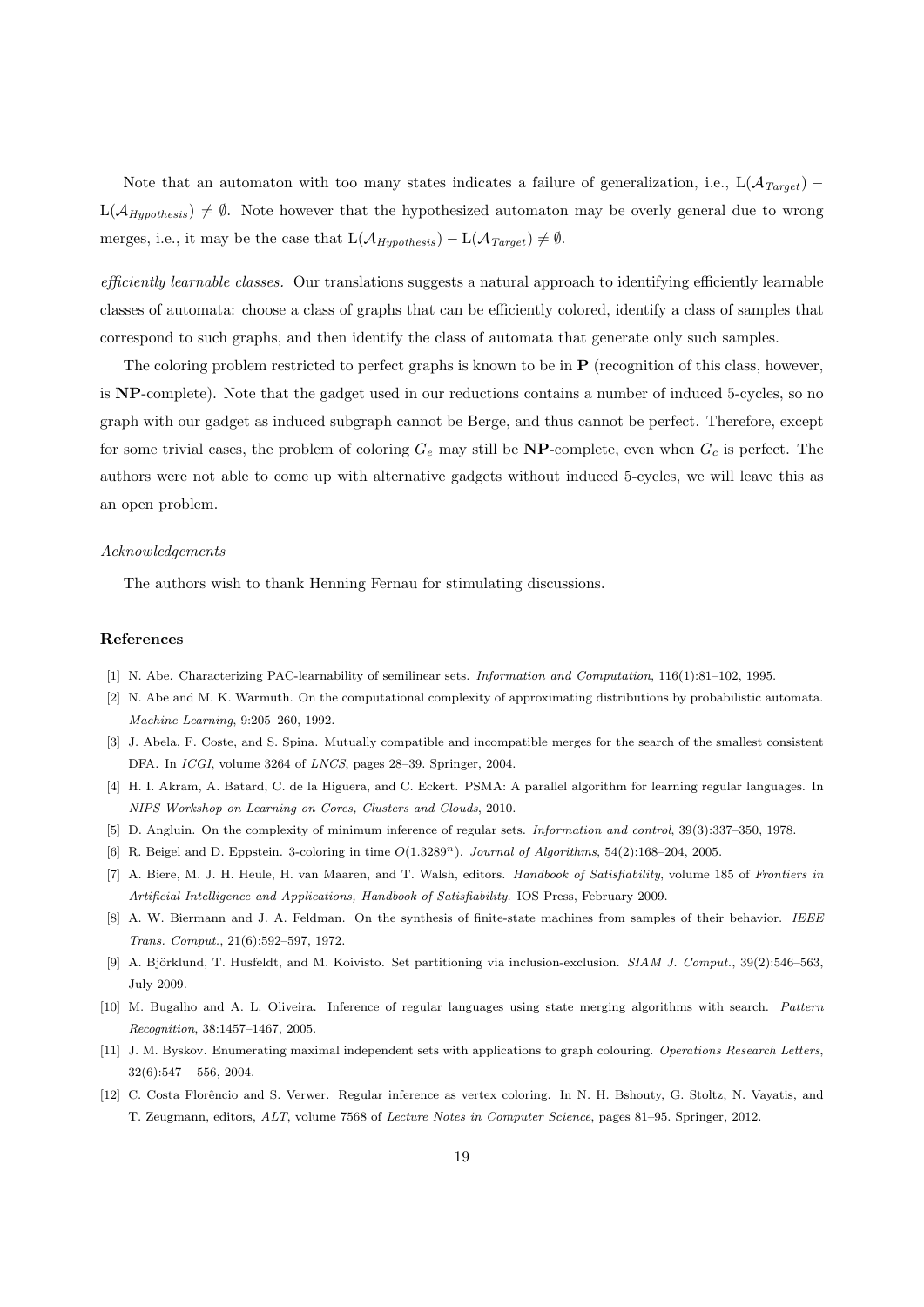Note that an automaton with too many states indicates a failure of generalization, i.e., $\mathrm{L}(\mathcal{A}_{Target}) - \mathrm{L}(\mathcal{A}_{Hypothesis}) \neq \emptyset$. Note however that the hypothesized automaton may be overly general due to wrong merges, i.e., it may be the case that $\mathrm{L}(\mathcal{A}_{Hypothesis}) - \mathrm{L}(\mathcal{A}_{Target}) \neq \emptyset$.

*efficiently learnable classes.* Our translations suggests a natural approach to identifying efficiently learnable classes of automata: choose a class of graphs that can be efficiently colored, identify a class of samples that correspond to such graphs, and then identify the class of automata that generate only such samples.

The coloring problem restricted to perfect graphs is known to be in **P** (recognition of this class, however, is **NP**-complete). Note that the gadget used in our reductions contains a number of induced 5-cycles, so no graph with our gadget as induced subgraph cannot be Berge, and thus cannot be perfect. Therefore, except for some trivial cases, the problem of coloring $G_e$ may still be **NP**-complete, even when $G_c$ is perfect. The authors were not able to come up with alternative gadgets without induced 5-cycles, we will leave this as an open problem.

*Acknowledgements*

The authors wish to thank Henning Fernau for stimulating discussions.

## References

[1] N. Abe. Characterizing PAC-learnability of semilinear sets. *Information and Computation*, 116(1):81–102, 1995.

[2] N. Abe and M. K. Warmuth. On the computational complexity of approximating distributions by probabilistic automata. *Machine Learning*, 9:205–260, 1992.

[3] J. Abela, F. Coste, and S. Spina. Mutually compatible and incompatible merges for the search of the smallest consistent DFA. In *ICGI*, volume 3264 of *LNCS*, pages 28–39. Springer, 2004.

[4] H. I. Akram, A. Batard, C. de la Higuera, and C. Eckert. PSMA: A parallel algorithm for learning regular languages. In *NIPS Workshop on Learning on Cores, Clusters and Clouds*, 2010.

[5] D. Angluin. On the complexity of minimum inference of regular sets. *Information and control*, 39(3):337–350, 1978.

[6] R. Beigel and D. Eppstein. 3-coloring in time $O(1.3289^n)$. *Journal of Algorithms*, 54(2):168–204, 2005.

[7] A. Biere, M. J. H. Heule, H. van Maaren, and T. Walsh, editors. *Handbook of Satisfiability*, volume 185 of *Frontiers in Artificial Intelligence and Applications, Handbook of Satisfiability*. IOS Press, February 2009.

[8] A. W. Biermann and J. A. Feldman. On the synthesis of finite-state machines from samples of their behavior. *IEEE Trans. Comput.*, 21(6):592–597, 1972.

[9] A. Björklund, T. Husfeldt, and M. Koivisto. Set partitioning via inclusion-exclusion. *SIAM J. Comput.*, 39(2):546–563, July 2009.

[10] M. Bugalho and A. L. Oliveira. Inference of regular languages using state merging algorithms with search. *Pattern Recognition*, 38:1457–1467, 2005.

[11] J. M. Byskov. Enumerating maximal independent sets with applications to graph colouring. *Operations Research Letters*, 32(6):547 – 556, 2004.

[12] C. Costa Florêncio and S. Verwer. Regular inference as vertex coloring. In N. H. Bshouty, G. Stoltz, N. Vayatis, and T. Zeugmann, editors, *ALT*, volume 7568 of *Lecture Notes in Computer Science*, pages 81–95. Springer, 2012.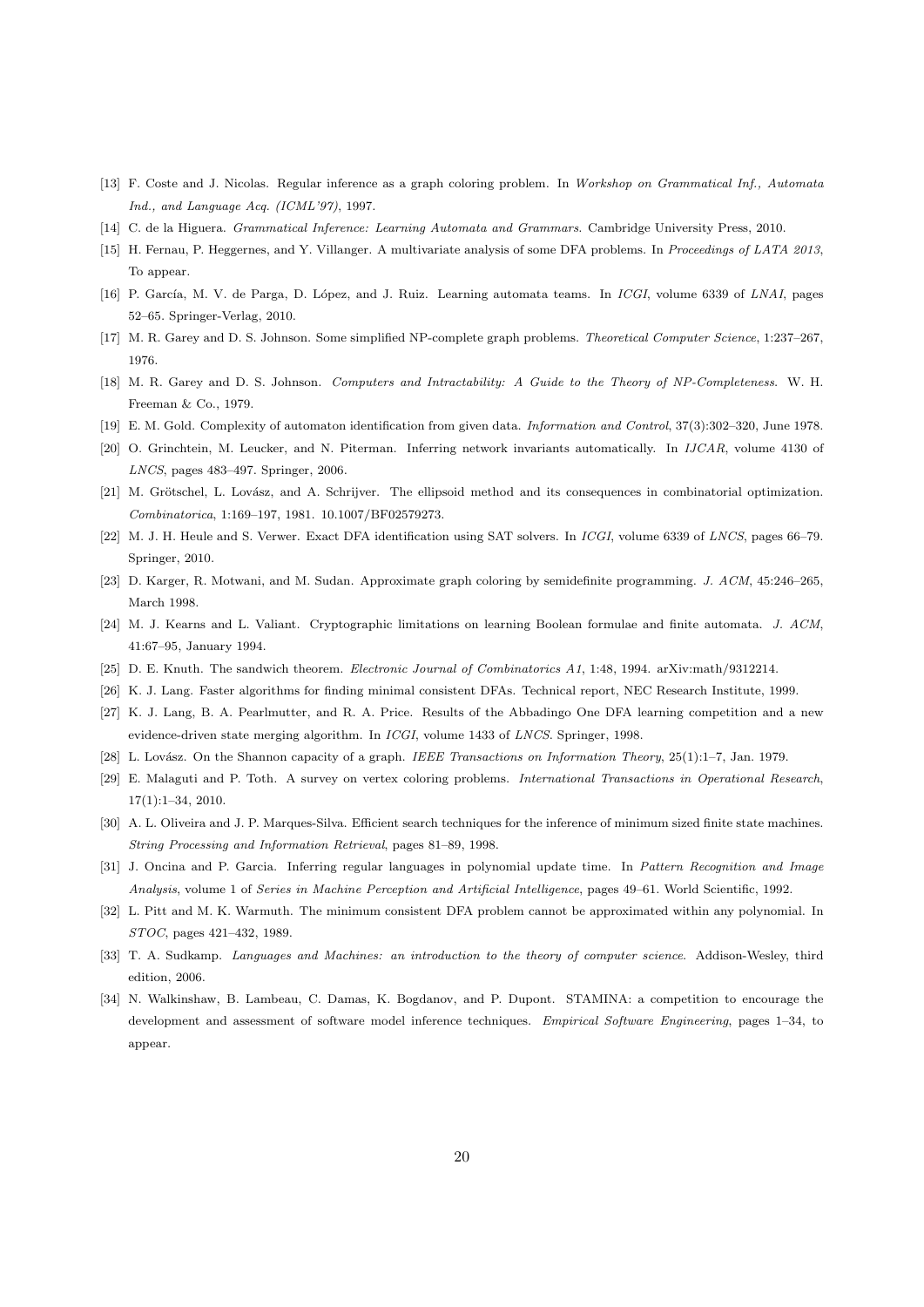[13] F. Coste and J. Nicolas. Regular inference as a graph coloring problem. In *Workshop on Grammatical Inf., Automata Ind., and Language Acq. (ICML'97)*, 1997.

[14] C. de la Higuera. *Grammatical Inference: Learning Automata and Grammars*. Cambridge University Press, 2010.

[15] H. Fernau, P. Heggernes, and Y. Villanger. A multivariate analysis of some DFA problems. In *Proceedings of LATA 2013*, To appear.

[16] P. García, M. V. de Parga, D. López, and J. Ruiz. Learning automata teams. In *ICGI*, volume 6339 of *LNAI*, pages 52–65. Springer-Verlag, 2010.

[17] M. R. Garey and D. S. Johnson. Some simplified NP-complete graph problems. *Theoretical Computer Science*, 1:237–267, 1976.

[18] M. R. Garey and D. S. Johnson. *Computers and Intractability: A Guide to the Theory of NP-Completeness*. W. H. Freeman & Co., 1979.

[19] E. M. Gold. Complexity of automaton identification from given data. *Information and Control*, 37(3):302–320, June 1978.

[20] O. Grinchtein, M. Leucker, and N. Piterman. Inferring network invariants automatically. In *IJCAR*, volume 4130 of *LNCS*, pages 483–497. Springer, 2006.

[21] M. Grötschel, L. Lovász, and A. Schrijver. The ellipsoid method and its consequences in combinatorial optimization. *Combinatorica*, 1:169–197, 1981. 10.1007/BF02579273.

[22] M. J. H. Heule and S. Verwer. Exact DFA identification using SAT solvers. In *ICGI*, volume 6339 of *LNCS*, pages 66–79. Springer, 2010.

[23] D. Karger, R. Motwani, and M. Sudan. Approximate graph coloring by semidefinite programming. *J. ACM*, 45:246–265, March 1998.

[24] M. J. Kearns and L. Valiant. Cryptographic limitations on learning Boolean formulae and finite automata. *J. ACM*, 41:67–95, January 1994.

[25] D. E. Knuth. The sandwich theorem. *Electronic Journal of Combinatorics A1*, 1:48, 1994. arXiv:math/9312214.

[26] K. J. Lang. Faster algorithms for finding minimal consistent DFAs. Technical report, NEC Research Institute, 1999.

[27] K. J. Lang, B. A. Pearlmutter, and R. A. Price. Results of the Abbadingo One DFA learning competition and a new evidence-driven state merging algorithm. In *ICGI*, volume 1433 of *LNCS*. Springer, 1998.

[28] L. Lovász. On the Shannon capacity of a graph. *IEEE Transactions on Information Theory*, 25(1):1–7, Jan. 1979.

[29] E. Malaguti and P. Toth. A survey on vertex coloring problems. *International Transactions in Operational Research*, 17(1):1–34, 2010.

[30] A. L. Oliveira and J. P. Marques-Silva. Efficient search techniques for the inference of minimum sized finite state machines. *String Processing and Information Retrieval*, pages 81–89, 1998.

[31] J. Oncina and P. Garcia. Inferring regular languages in polynomial update time. In *Pattern Recognition and Image Analysis*, volume 1 of *Series in Machine Perception and Artificial Intelligence*, pages 49–61. World Scientific, 1992.

[32] L. Pitt and M. K. Warmuth. The minimum consistent DFA problem cannot be approximated within any polynomial. In *STOC*, pages 421–432, 1989.

[33] T. A. Sudkamp. *Languages and Machines: an introduction to the theory of computer science*. Addison-Wesley, third edition, 2006.

[34] N. Walkinshaw, B. Lambeau, C. Damas, K. Bogdanov, and P. Dupont. STAMINA: a competition to encourage the development and assessment of software model inference techniques. *Empirical Software Engineering*, pages 1–34, to appear.